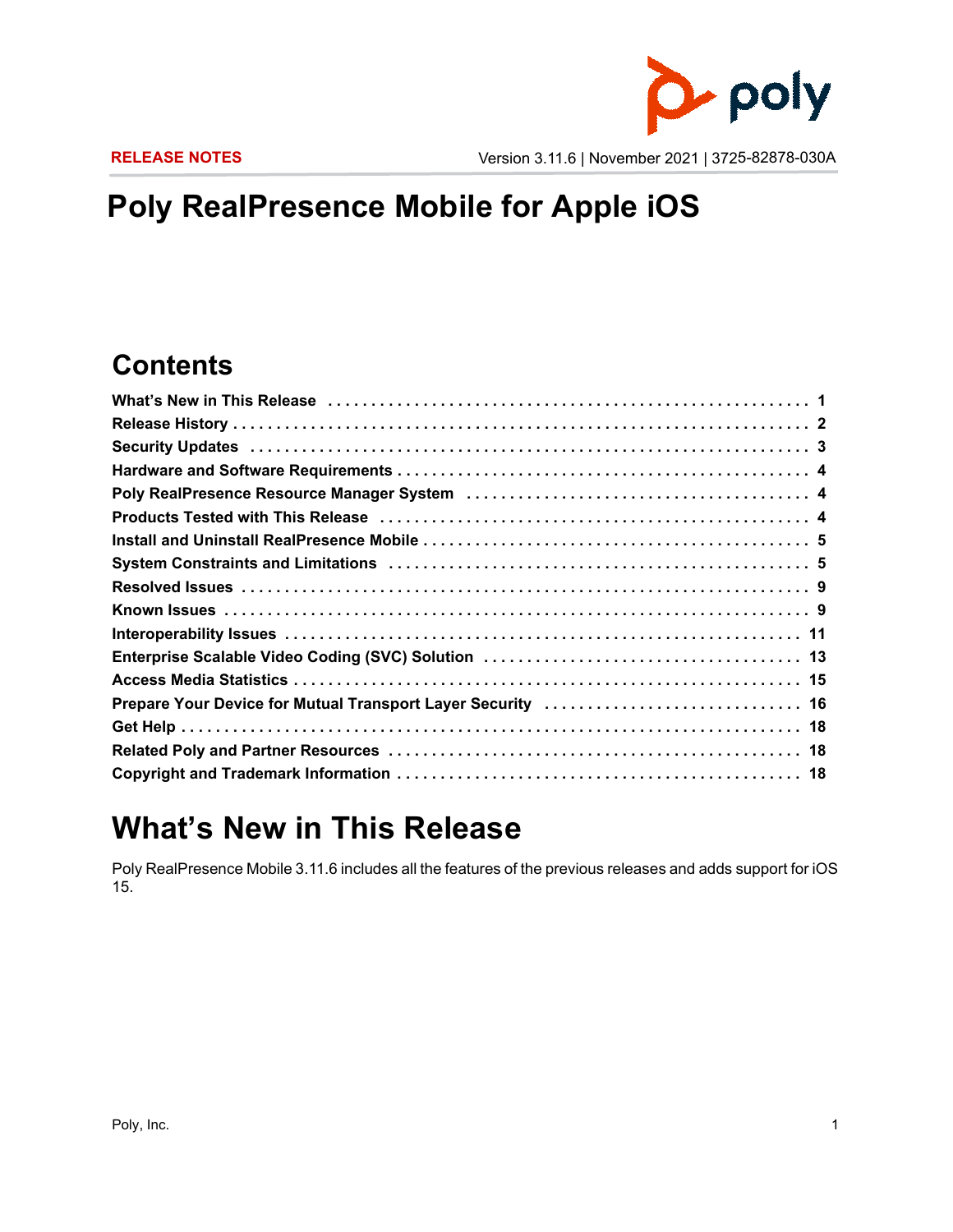RELEASE NOTES

Version 3.11.6 | November 2021 | 3725-82878-030A

# Poly RealPresence Mobile for Apple iOS

## Contents

| | |
|---|---|
| What's New in This Release | 1 |
| Release History | 2 |
| Security Updates | 3 |
| Hardware and Software Requirements | 4 |
| Poly RealPresence Resource Manager System | 4 |
| Products Tested with This Release | 4 |
| Install and Uninstall RealPresence Mobile | 5 |
| System Constraints and Limitations | 5 |
| Resolved Issues | 9 |
| Known Issues | 9 |
| Interoperability Issues | 11 |
| Enterprise Scalable Video Coding (SVC) Solution | 13 |
| Access Media Statistics | 15 |
| Prepare Your Device for Mutual Transport Layer Security | 16 |
| Get Help | 18 |
| Related Poly and Partner Resources | 18 |
| Copyright and Trademark Information | 18 |

# What's New in This Release

Poly RealPresence Mobile 3.11.6 includes all the features of the previous releases and adds support for iOS 15.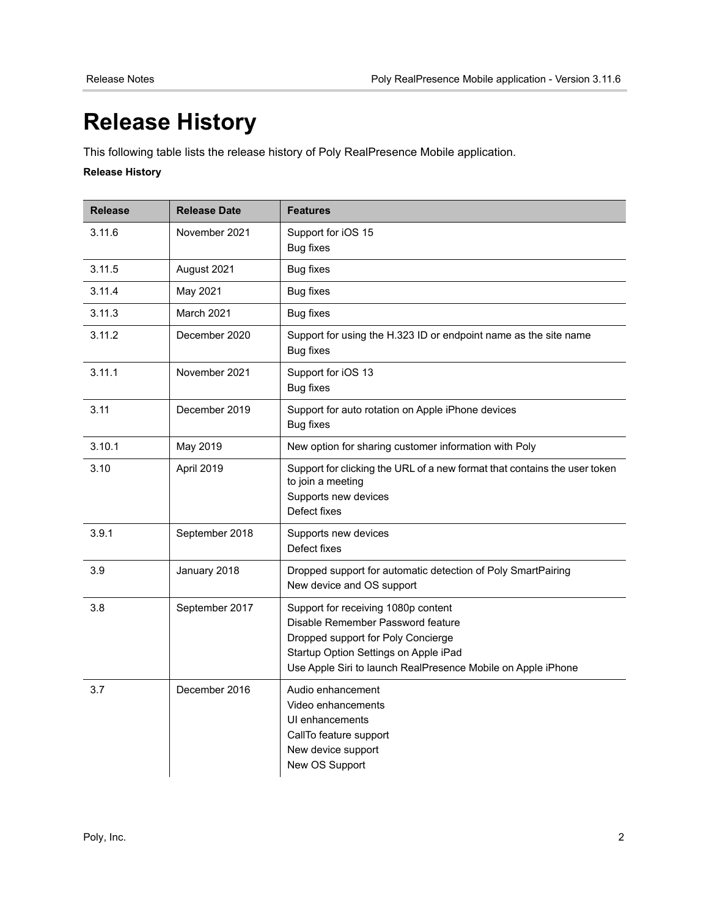# Release History

This following table lists the release history of Poly RealPresence Mobile application.

**Release History**

| Release | Release Date | Features |
|---|---|---|
| 3.11.6 | November 2021 | Support for iOS 15<br>Bug fixes |
| 3.11.5 | August 2021 | Bug fixes |
| 3.11.4 | May 2021 | Bug fixes |
| 3.11.3 | March 2021 | Bug fixes |
| 3.11.2 | December 2020 | Support for using the H.323 ID or endpoint name as the site name<br>Bug fixes |
| 3.11.1 | November 2021 | Support for iOS 13<br>Bug fixes |
| 3.11 | December 2019 | Support for auto rotation on Apple iPhone devices<br>Bug fixes |
| 3.10.1 | May 2019 | New option for sharing customer information with Poly |
| 3.10 | April 2019 | Support for clicking the URL of a new format that contains the user token to join a meeting<br>Supports new devices<br>Defect fixes |
| 3.9.1 | September 2018 | Supports new devices<br>Defect fixes |
| 3.9 | January 2018 | Dropped support for automatic detection of Poly SmartPairing<br>New device and OS support |
| 3.8 | September 2017 | Support for receiving 1080p content<br>Disable Remember Password feature<br>Dropped support for Poly Concierge<br>Startup Option Settings on Apple iPad<br>Use Apple Siri to launch RealPresence Mobile on Apple iPhone |
| 3.7 | December 2016 | Audio enhancement<br>Video enhancements<br>UI enhancements<br>CallTo feature support<br>New device support<br>New OS Support |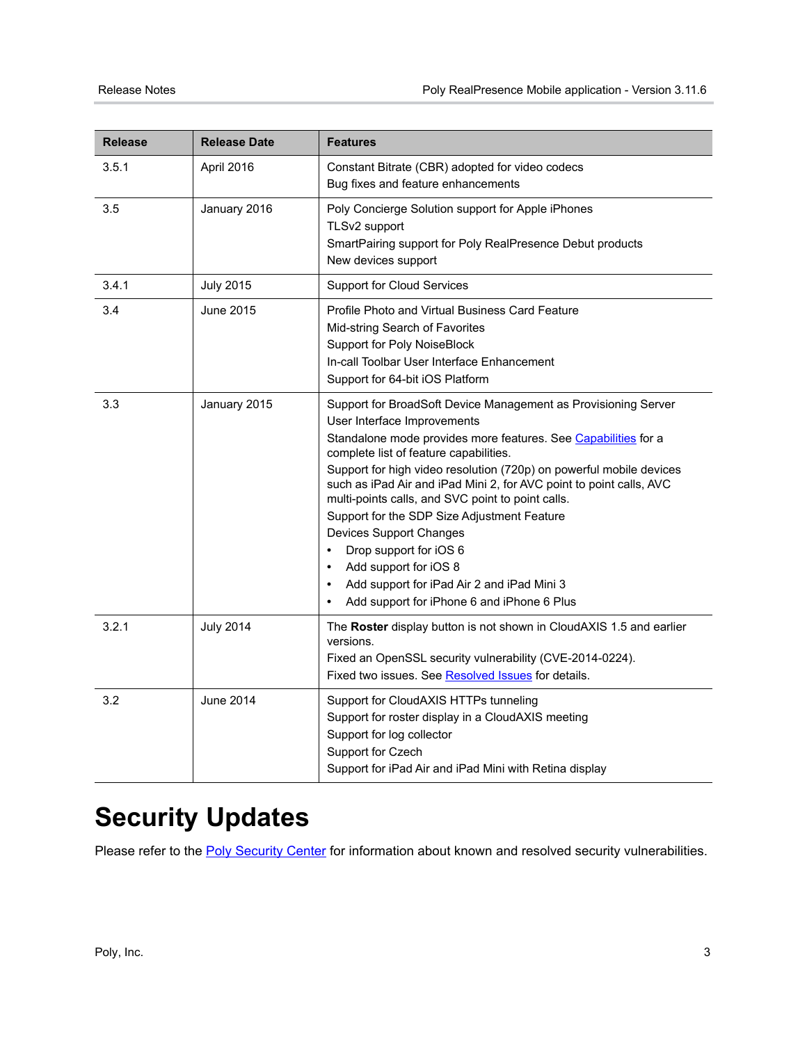| Release | Release Date | Features |
|---|---|---|
| 3.5.1 | April 2016 | Constant Bitrate (CBR) adopted for video codecs<br>Bug fixes and feature enhancements |
| 3.5 | January 2016 | Poly Concierge Solution support for Apple iPhones<br>TLSv2 support<br>SmartPairing support for Poly RealPresence Debut products<br>New devices support |
| 3.4.1 | July 2015 | Support for Cloud Services |
| 3.4 | June 2015 | Profile Photo and Virtual Business Card Feature<br>Mid-string Search of Favorites<br>Support for Poly NoiseBlock<br>In-call Toolbar User Interface Enhancement<br>Support for 64-bit iOS Platform |
| 3.3 | January 2015 | Support for BroadSoft Device Management as Provisioning Server<br>User Interface Improvements<br>Standalone mode provides more features. See Capabilities for a complete list of feature capabilities.<br>Support for high video resolution (720p) on powerful mobile devices such as iPad Air and iPad Mini 2, for AVC point to point calls, AVC multi-points calls, and SVC point to point calls.<br>Support for the SDP Size Adjustment Feature<br>Devices Support Changes<br>• Drop support for iOS 6<br>• Add support for iOS 8<br>• Add support for iPad Air 2 and iPad Mini 3<br>• Add support for iPhone 6 and iPhone 6 Plus |
| 3.2.1 | July 2014 | The **Roster** display button is not shown in CloudAXIS 1.5 and earlier versions.<br>Fixed an OpenSSL security vulnerability (CVE-2014-0224).<br>Fixed two issues. See Resolved Issues for details. |
| 3.2 | June 2014 | Support for CloudAXIS HTTPs tunneling<br>Support for roster display in a CloudAXIS meeting<br>Support for log collector<br>Support for Czech<br>Support for iPad Air and iPad Mini with Retina display |

# Security Updates

Please refer to the Poly Security Center for information about known and resolved security vulnerabilities.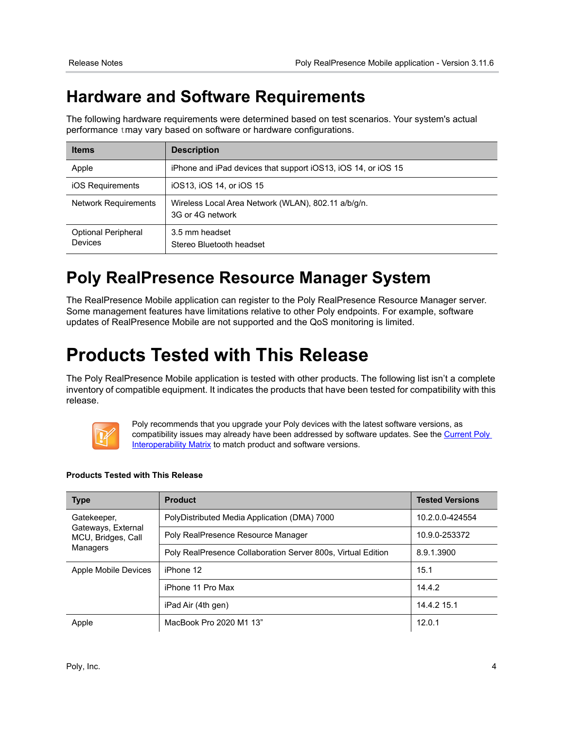# Hardware and Software Requirements

The following hardware requirements were determined based on test scenarios. Your system's actual performance tmay vary based on software or hardware configurations.

| Items | Description |
|---|---|
| Apple | iPhone and iPad devices that support iOS13, iOS 14, or iOS 15 |
| iOS Requirements | iOS13, iOS 14, or iOS 15 |
| Network Requirements | Wireless Local Area Network (WLAN), 802.11 a/b/g/n.<br>3G or 4G network |
| Optional Peripheral Devices | 3.5 mm headset<br>Stereo Bluetooth headset |

# Poly RealPresence Resource Manager System

The RealPresence Mobile application can register to the Poly RealPresence Resource Manager server. Some management features have limitations relative to other Poly endpoints. For example, software updates of RealPresence Mobile are not supported and the QoS monitoring is limited.

# Products Tested with This Release

The Poly RealPresence Mobile application is tested with other products. The following list isn't a complete inventory of compatible equipment. It indicates the products that have been tested for compatibility with this release.

Poly recommends that you upgrade your Poly devices with the latest software versions, as compatibility issues may already have been addressed by software updates. See the [Current Poly Interoperability Matrix]() to match product and software versions.

**Products Tested with This Release**

| Type | Product | Tested Versions |
|---|---|---|
| Gatekeeper, Gateways, External MCU, Bridges, Call Managers | PolyDistributed Media Application (DMA) 7000 | 10.2.0.0-424554 |
| | Poly RealPresence Resource Manager | 10.9.0-253372 |
| | Poly RealPresence Collaboration Server 800s, Virtual Edition | 8.9.1.3900 |
| Apple Mobile Devices | iPhone 12 | 15.1 |
| | iPhone 11 Pro Max | 14.4.2 |
| | iPad Air (4th gen) | 14.4.2 15.1 |
| Apple | MacBook Pro 2020 M1 13" | 12.0.1 |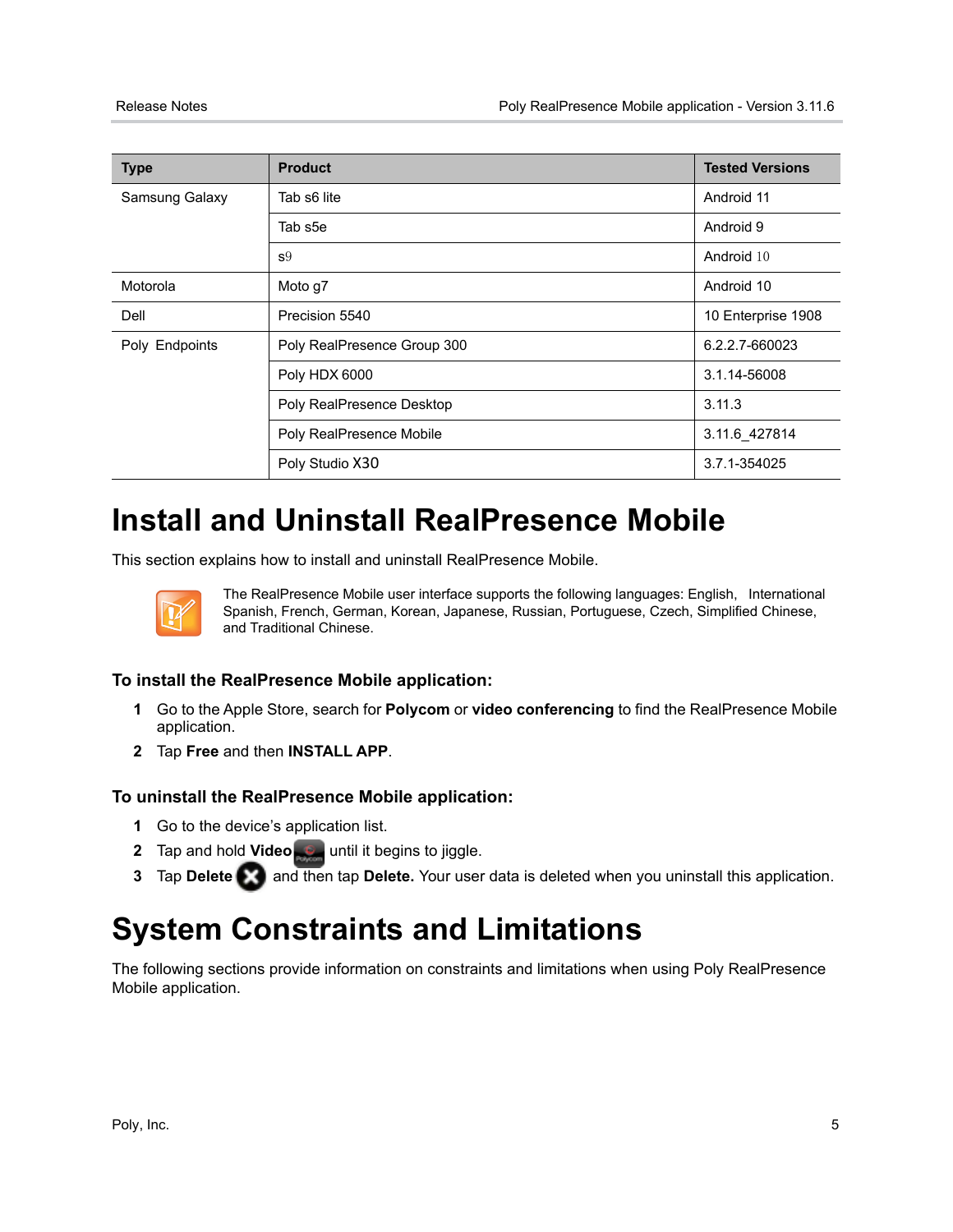| Type | Product | Tested Versions |
|---|---|---|
| Samsung Galaxy | Tab s6 lite | Android 11 |
| | Tab s5e | Android 9 |
| | s9 | Android 10 |
| Motorola | Moto g7 | Android 10 |
| Dell | Precision 5540 | 10 Enterprise 1908 |
| Poly Endpoints | Poly RealPresence Group 300 | 6.2.2.7-660023 |
| | Poly HDX 6000 | 3.1.14-56008 |
| | Poly RealPresence Desktop | 3.11.3 |
| | Poly RealPresence Mobile | 3.11.6_427814 |
| | Poly Studio X30 | 3.7.1-354025 |

# Install and Uninstall RealPresence Mobile

This section explains how to install and uninstall RealPresence Mobile.

The RealPresence Mobile user interface supports the following languages: English, International Spanish, French, German, Korean, Japanese, Russian, Portuguese, Czech, Simplified Chinese, and Traditional Chinese.

### To install the RealPresence Mobile application:

1. Go to the Apple Store, search for **Polycom** or **video conferencing** to find the RealPresence Mobile application.
2. Tap **Free** and then **INSTALL APP**.

### To uninstall the RealPresence Mobile application:

1. Go to the device's application list.
2. Tap and hold **Video** until it begins to jiggle.
3. Tap **Delete** and then tap **Delete.** Your user data is deleted when you uninstall this application.

# System Constraints and Limitations

The following sections provide information on constraints and limitations when using Poly RealPresence Mobile application.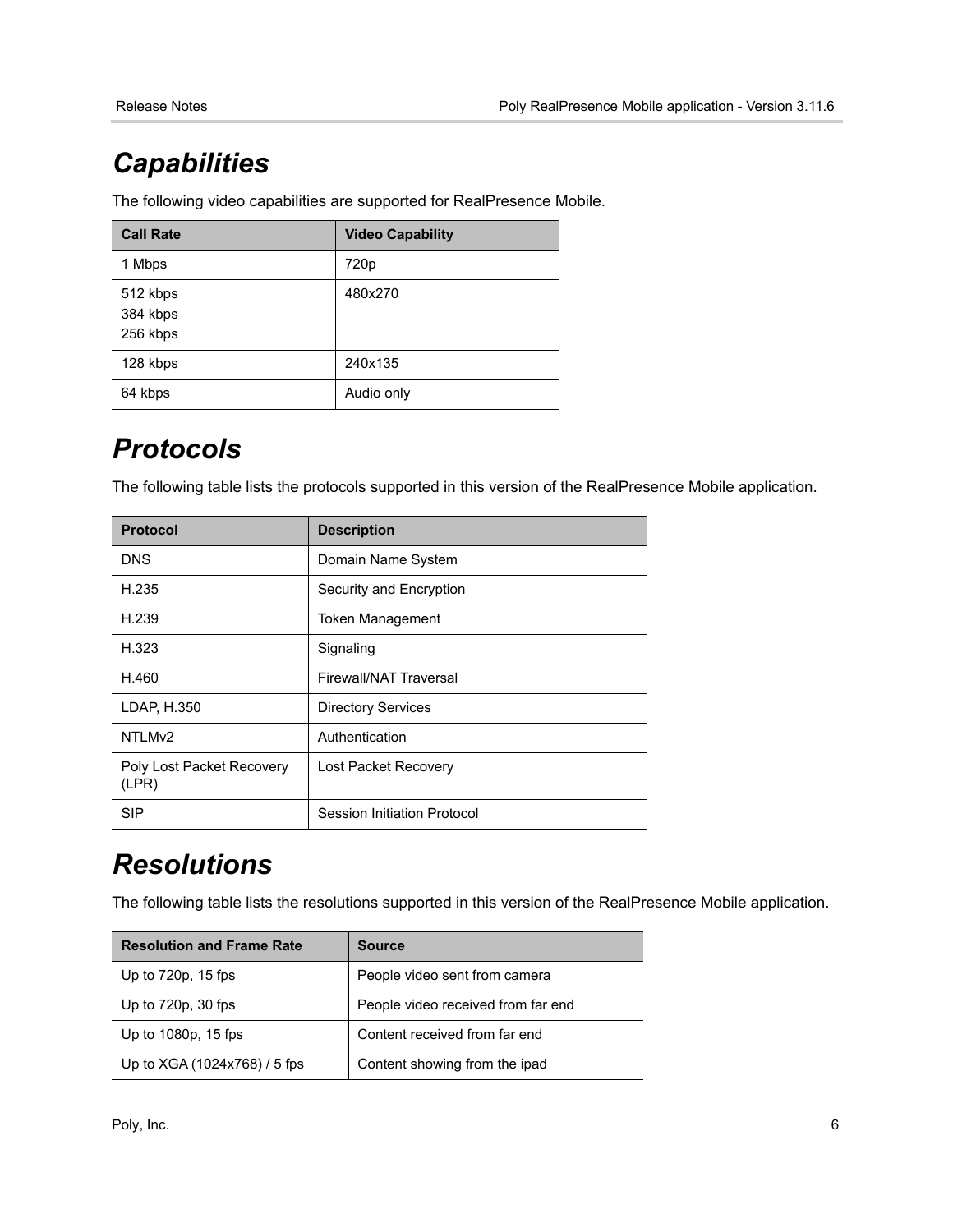## Capabilities

The following video capabilities are supported for RealPresence Mobile.

| Call Rate | Video Capability |
| --- | --- |
| 1 Mbps | 720p |
| 512 kbps<br>384 kbps<br>256 kbps | 480x270 |
| 128 kbps | 240x135 |
| 64 kbps | Audio only |

## Protocols

The following table lists the protocols supported in this version of the RealPresence Mobile application.

| Protocol | Description |
| --- | --- |
| DNS | Domain Name System |
| H.235 | Security and Encryption |
| H.239 | Token Management |
| H.323 | Signaling |
| H.460 | Firewall/NAT Traversal |
| LDAP, H.350 | Directory Services |
| NTLMv2 | Authentication |
| Poly Lost Packet Recovery (LPR) | Lost Packet Recovery |
| SIP | Session Initiation Protocol |

## Resolutions

The following table lists the resolutions supported in this version of the RealPresence Mobile application.

| Resolution and Frame Rate | Source |
| --- | --- |
| Up to 720p, 15 fps | People video sent from camera |
| Up to 720p, 30 fps | People video received from far end |
| Up to 1080p, 15 fps | Content received from far end |
| Up to XGA (1024x768) / 5 fps | Content showing from the ipad |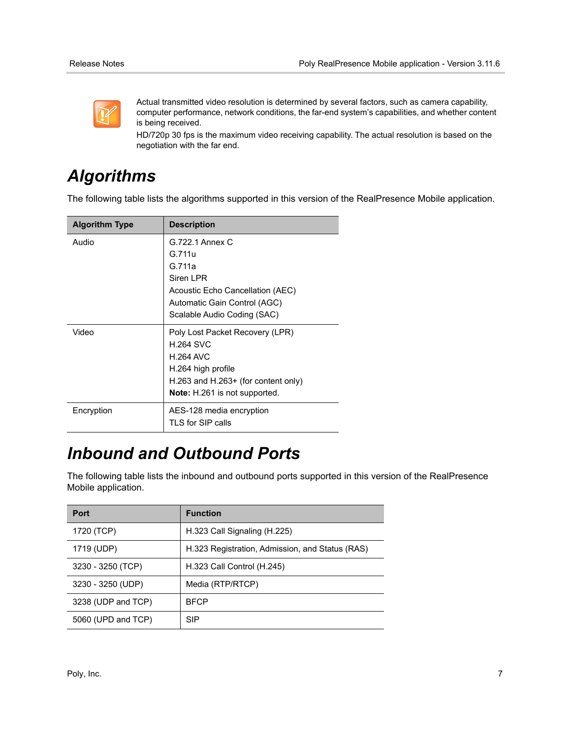Actual transmitted video resolution is determined by several factors, such as camera capability, computer performance, network conditions, the far-end system's capabilities, and whether content is being received.

HD/720p 30 fps is the maximum video receiving capability. The actual resolution is based on the negotiation with the far end.

# Algorithms

The following table lists the algorithms supported in this version of the RealPresence Mobile application.

| Algorithm Type | Description |
|---|---|
| Audio | G.722.1 Annex C<br>G.711u<br>G.711a<br>Siren LPR<br>Acoustic Echo Cancellation (AEC)<br>Automatic Gain Control (AGC)<br>Scalable Audio Coding (SAC) |
| Video | Poly Lost Packet Recovery (LPR)<br>H.264 SVC<br>H.264 AVC<br>H.264 high profile<br>H.263 and H.263+ (for content only)<br>**Note:** H.261 is not supported. |
| Encryption | AES-128 media encryption<br>TLS for SIP calls |

# Inbound and Outbound Ports

The following table lists the inbound and outbound ports supported in this version of the RealPresence Mobile application.

| Port | Function |
|---|---|
| 1720 (TCP) | H.323 Call Signaling (H.225) |
| 1719 (UDP) | H.323 Registration, Admission, and Status (RAS) |
| 3230 - 3250 (TCP) | H.323 Call Control (H.245) |
| 3230 - 3250 (UDP) | Media (RTP/RTCP) |
| 3238 (UDP and TCP) | BFCP |
| 5060 (UPD and TCP) | SIP |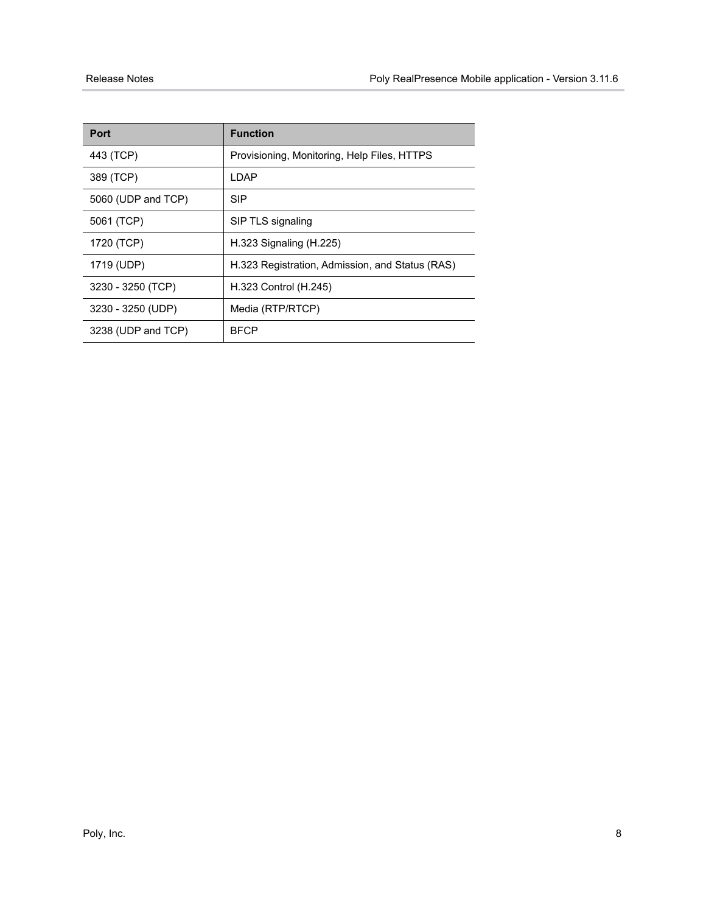| Port | Function |
| --- | --- |
| 443 (TCP) | Provisioning, Monitoring, Help Files, HTTPS |
| 389 (TCP) | LDAP |
| 5060 (UDP and TCP) | SIP |
| 5061 (TCP) | SIP TLS signaling |
| 1720 (TCP) | H.323 Signaling (H.225) |
| 1719 (UDP) | H.323 Registration, Admission, and Status (RAS) |
| 3230 - 3250 (TCP) | H.323 Control (H.245) |
| 3230 - 3250 (UDP) | Media (RTP/RTCP) |
| 3238 (UDP and TCP) | BFCP |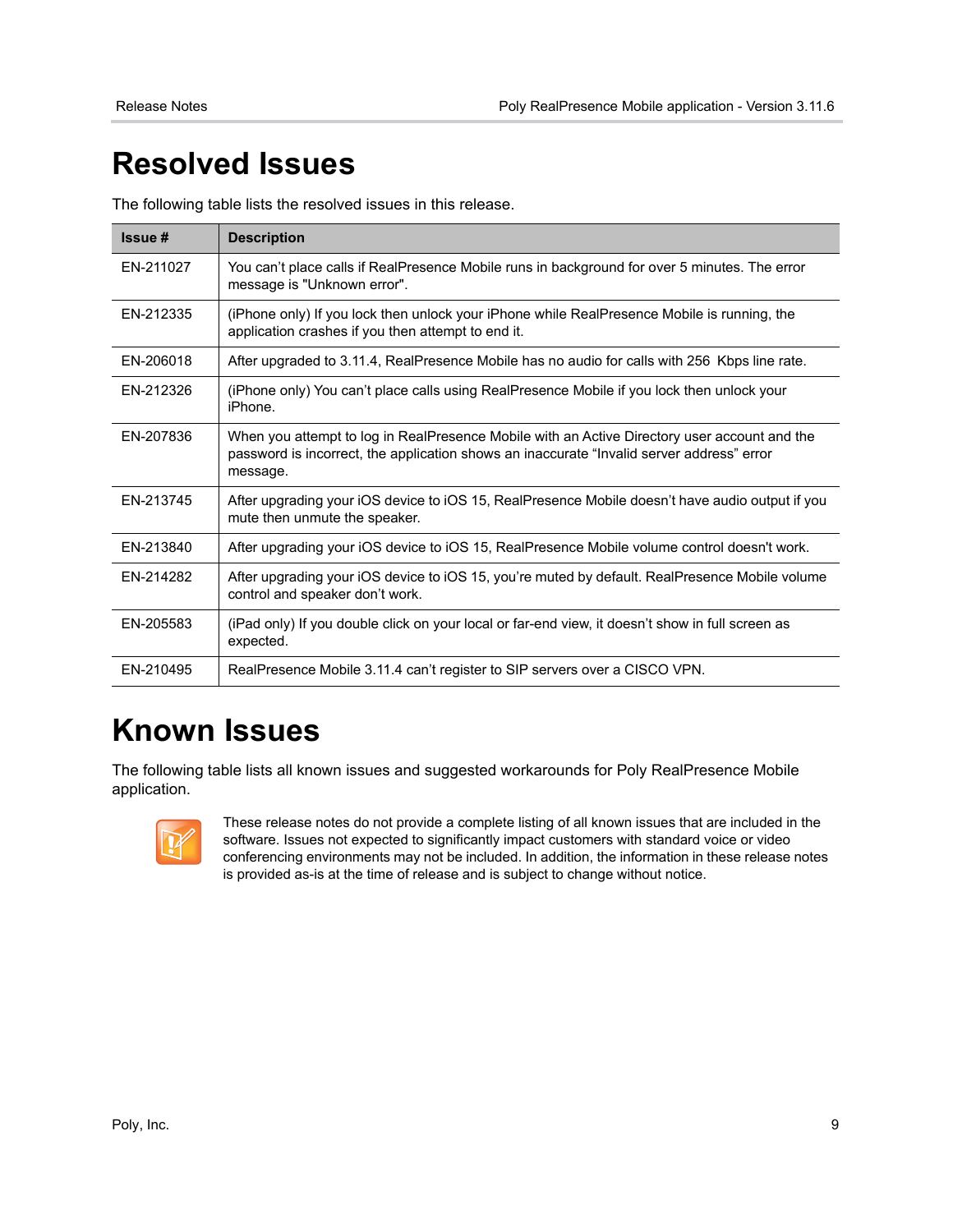# Resolved Issues

The following table lists the resolved issues in this release.

| Issue # | Description |
|---|---|
| EN-211027 | You can't place calls if RealPresence Mobile runs in background for over 5 minutes. The error message is "Unknown error". |
| EN-212335 | (iPhone only) If you lock then unlock your iPhone while RealPresence Mobile is running, the application crashes if you then attempt to end it. |
| EN-206018 | After upgraded to 3.11.4, RealPresence Mobile has no audio for calls with 256 Kbps line rate. |
| EN-212326 | (iPhone only) You can't place calls using RealPresence Mobile if you lock then unlock your iPhone. |
| EN-207836 | When you attempt to log in RealPresence Mobile with an Active Directory user account and the password is incorrect, the application shows an inaccurate "Invalid server address" error message. |
| EN-213745 | After upgrading your iOS device to iOS 15, RealPresence Mobile doesn't have audio output if you mute then unmute the speaker. |
| EN-213840 | After upgrading your iOS device to iOS 15, RealPresence Mobile volume control doesn't work. |
| EN-214282 | After upgrading your iOS device to iOS 15, you're muted by default. RealPresence Mobile volume control and speaker don't work. |
| EN-205583 | (iPad only) If you double click on your local or far-end view, it doesn't show in full screen as expected. |
| EN-210495 | RealPresence Mobile 3.11.4 can't register to SIP servers over a CISCO VPN. |

# Known Issues

The following table lists all known issues and suggested workarounds for Poly RealPresence Mobile application.

These release notes do not provide a complete listing of all known issues that are included in the software. Issues not expected to significantly impact customers with standard voice or video conferencing environments may not be included. In addition, the information in these release notes is provided as-is at the time of release and is subject to change without notice.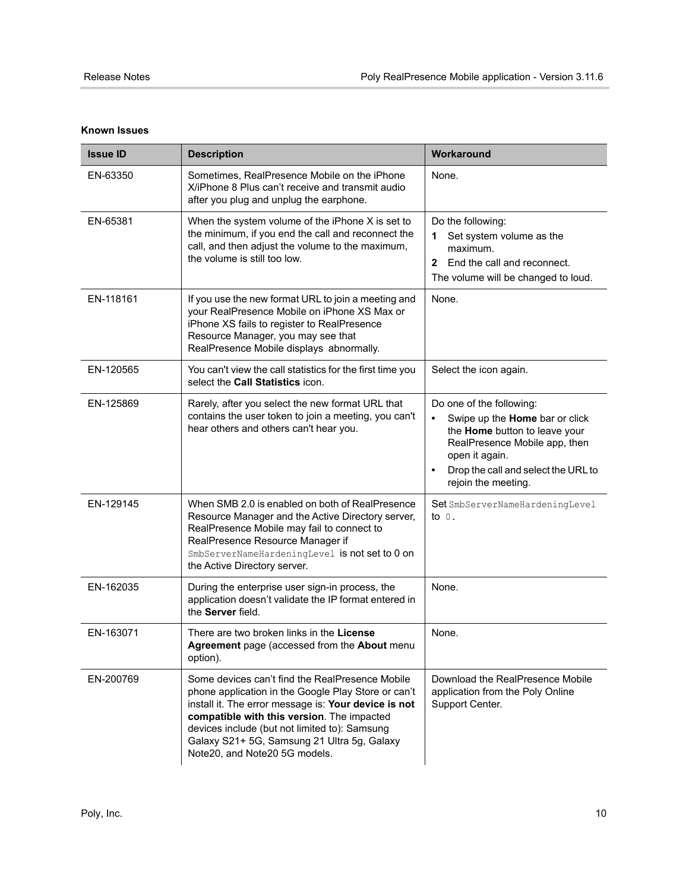**Known Issues**

| Issue ID | Description | Workaround |
|---|---|---|
| EN-63350 | Sometimes, RealPresence Mobile on the iPhone X/iPhone 8 Plus can't receive and transmit audio after you plug and unplug the earphone. | None. |
| EN-65381 | When the system volume of the iPhone X is set to the minimum, if you end the call and reconnect the call, and then adjust the volume to the maximum, the volume is still too low. | Do the following:<br>**1** Set system volume as the maximum.<br>**2** End the call and reconnect.<br>The volume will be changed to loud. |
| EN-118161 | If you use the new format URL to join a meeting and your RealPresence Mobile on iPhone XS Max or iPhone XS fails to register to RealPresence Resource Manager, you may see that RealPresence Mobile displays abnormally. | None. |
| EN-120565 | You can't view the call statistics for the first time you select the **Call Statistics** icon. | Select the icon again. |
| EN-125869 | Rarely, after you select the new format URL that contains the user token to join a meeting, you can't hear others and others can't hear you. | Do one of the following:<br>• Swipe up the **Home** bar or click the **Home** button to leave your RealPresence Mobile app, then open it again.<br>• Drop the call and select the URL to rejoin the meeting. |
| EN-129145 | When SMB 2.0 is enabled on both of RealPresence Resource Manager and the Active Directory server, RealPresence Mobile may fail to connect to RealPresence Resource Manager if `SmbServerNameHardeningLevel` is not set to 0 on the Active Directory server. | Set `SmbServerNameHardeningLevel` to `0`. |
| EN-162035 | During the enterprise user sign-in process, the application doesn't validate the IP format entered in the **Server** field. | None. |
| EN-163071 | There are two broken links in the **License Agreement** page (accessed from the **About** menu option). | None. |
| EN-200769 | Some devices can't find the RealPresence Mobile phone application in the Google Play Store or can't install it. The error message is: **Your device is not compatible with this version**. The impacted devices include (but not limited to): Samsung Galaxy S21+ 5G, Samsung 21 Ultra 5g, Galaxy Note20, and Note20 5G models. | Download the RealPresence Mobile application from the Poly Online Support Center. |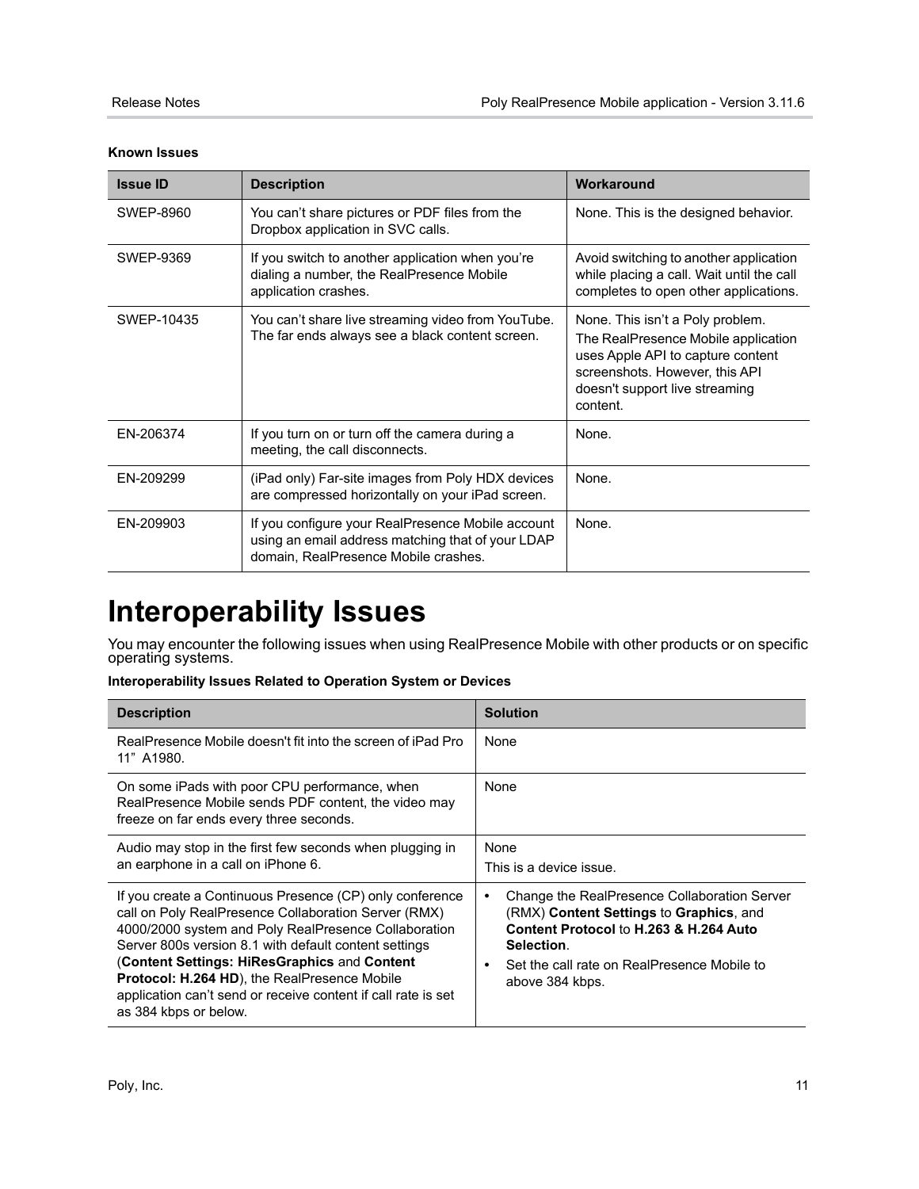**Known Issues**

| Issue ID | Description | Workaround |
| --- | --- | --- |
| SWEP-8960 | You can't share pictures or PDF files from the Dropbox application in SVC calls. | None. This is the designed behavior. |
| SWEP-9369 | If you switch to another application when you're dialing a number, the RealPresence Mobile application crashes. | Avoid switching to another application while placing a call. Wait until the call completes to open other applications. |
| SWEP-10435 | You can't share live streaming video from YouTube. The far ends always see a black content screen. | None. This isn't a Poly problem.<br>The RealPresence Mobile application uses Apple API to capture content screenshots. However, this API doesn't support live streaming content. |
| EN-206374 | If you turn on or turn off the camera during a meeting, the call disconnects. | None. |
| EN-209299 | (iPad only) Far-site images from Poly HDX devices are compressed horizontally on your iPad screen. | None. |
| EN-209903 | If you configure your RealPresence Mobile account using an email address matching that of your LDAP domain, RealPresence Mobile crashes. | None. |

# Interoperability Issues

You may encounter the following issues when using RealPresence Mobile with other products or on specific operating systems.

**Interoperability Issues Related to Operation System or Devices**

| Description | Solution |
| --- | --- |
| RealPresence Mobile doesn't fit into the screen of iPad Pro 11" A1980. | None |
| On some iPads with poor CPU performance, when RealPresence Mobile sends PDF content, the video may freeze on far ends every three seconds. | None |
| Audio may stop in the first few seconds when plugging in an earphone in a call on iPhone 6. | None<br>This is a device issue. |
| If you create a Continuous Presence (CP) only conference call on Poly RealPresence Collaboration Server (RMX) 4000/2000 system and Poly RealPresence Collaboration Server 800s version 8.1 with default content settings (**Content Settings: HiResGraphics** and **Content Protocol: H.264 HD**), the RealPresence Mobile application can't send or receive content if call rate is set as 384 kbps or below. | • Change the RealPresence Collaboration Server (RMX) **Content Settings** to **Graphics**, and **Content Protocol** to **H.263 & H.264 Auto Selection**.<br>• Set the call rate on RealPresence Mobile to above 384 kbps. |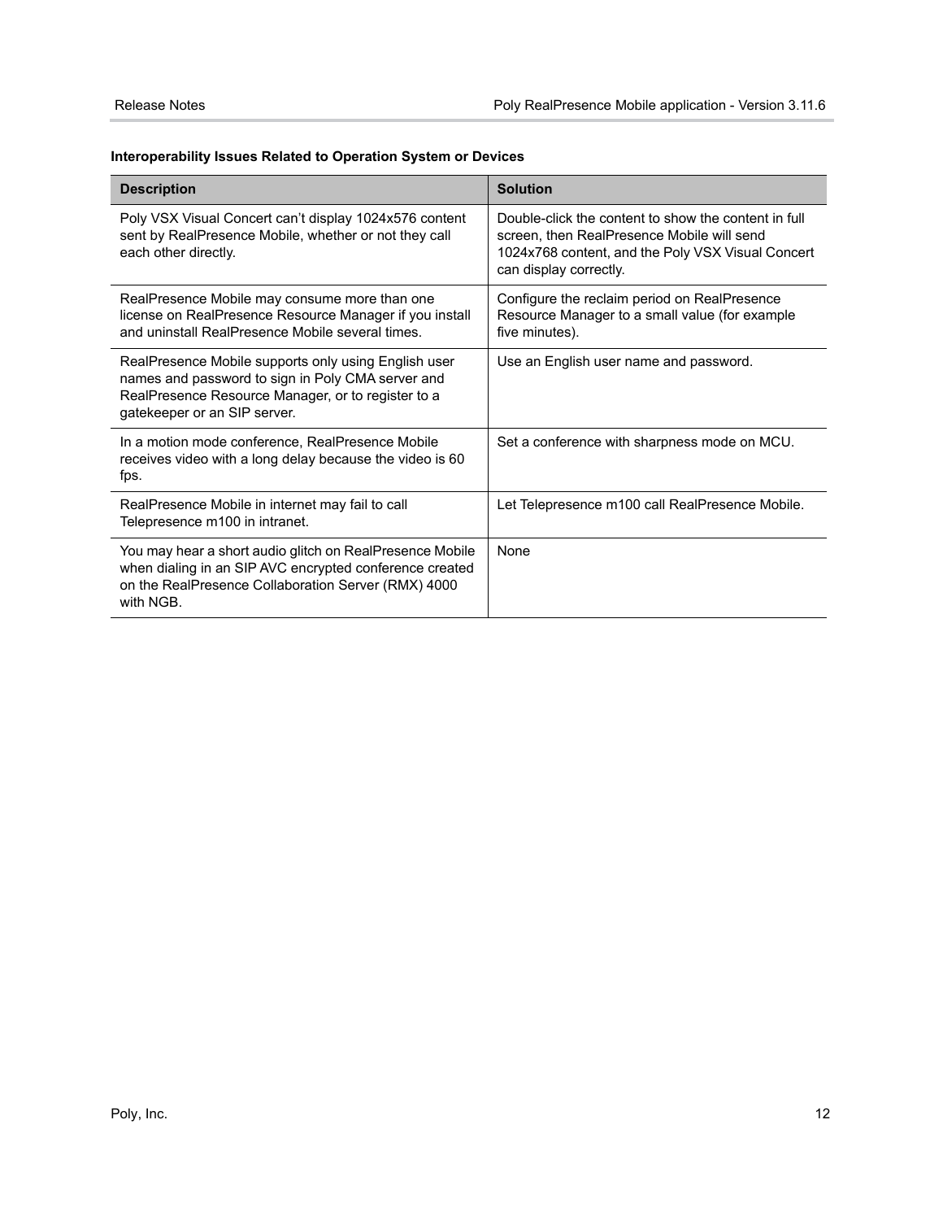**Interoperability Issues Related to Operation System or Devices**

| Description | Solution |
| --- | --- |
| Poly VSX Visual Concert can't display 1024x576 content sent by RealPresence Mobile, whether or not they call each other directly. | Double-click the content to show the content in full screen, then RealPresence Mobile will send 1024x768 content, and the Poly VSX Visual Concert can display correctly. |
| RealPresence Mobile may consume more than one license on RealPresence Resource Manager if you install and uninstall RealPresence Mobile several times. | Configure the reclaim period on RealPresence Resource Manager to a small value (for example five minutes). |
| RealPresence Mobile supports only using English user names and password to sign in Poly CMA server and RealPresence Resource Manager, or to register to a gatekeeper or an SIP server. | Use an English user name and password. |
| In a motion mode conference, RealPresence Mobile receives video with a long delay because the video is 60 fps. | Set a conference with sharpness mode on MCU. |
| RealPresence Mobile in internet may fail to call Telepresence m100 in intranet. | Let Telepresence m100 call RealPresence Mobile. |
| You may hear a short audio glitch on RealPresence Mobile when dialing in an SIP AVC encrypted conference created on the RealPresence Collaboration Server (RMX) 4000 with NGB. | None |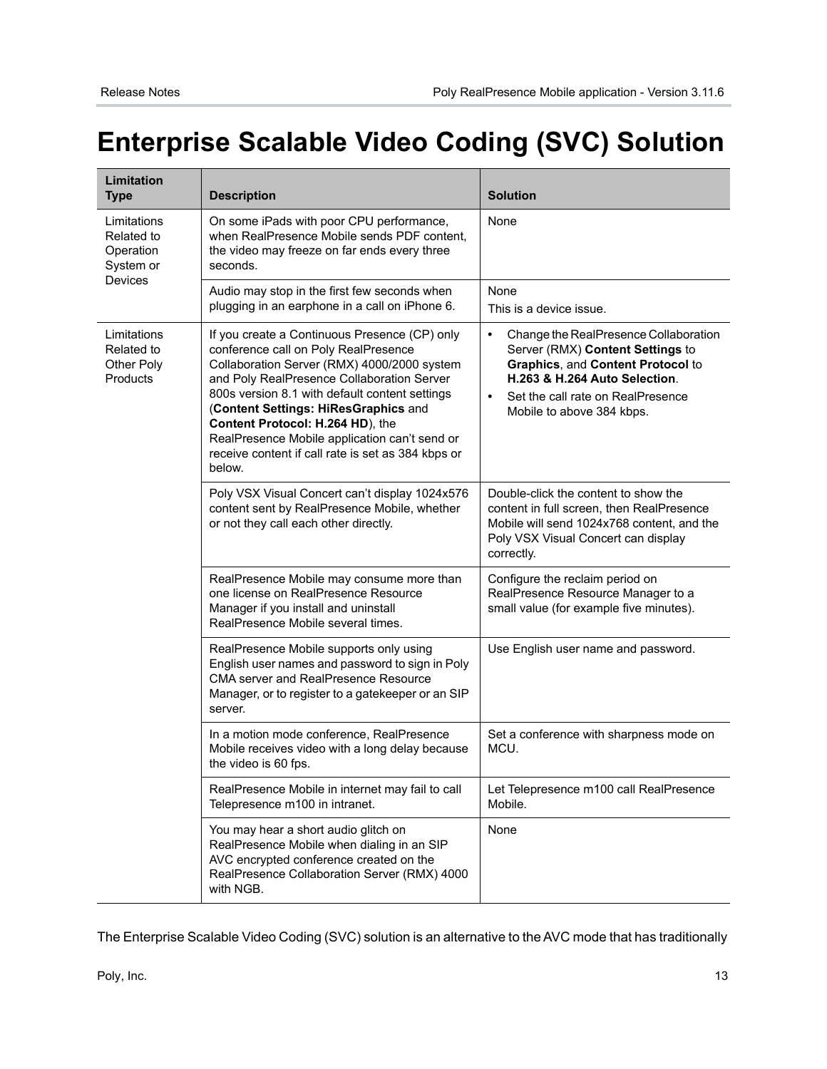# Enterprise Scalable Video Coding (SVC) Solution

| Limitation Type | Description | Solution |
|---|---|---|
| Limitations Related to Operation System or Devices | On some iPads with poor CPU performance, when RealPresence Mobile sends PDF content, the video may freeze on far ends every three seconds. | None |
| | Audio may stop in the first few seconds when plugging in an earphone in a call on iPhone 6. | None<br>This is a device issue. |
| Limitations Related to Other Poly Products | If you create a Continuous Presence (CP) only conference call on Poly RealPresence Collaboration Server (RMX) 4000/2000 system and Poly RealPresence Collaboration Server 800s version 8.1 with default content settings (**Content Settings: HiResGraphics** and **Content Protocol: H.264 HD**), the RealPresence Mobile application can't send or receive content if call rate is set as 384 kbps or below. | • Change the RealPresence Collaboration Server (RMX) **Content Settings** to **Graphics**, and **Content Protocol** to **H.263 & H.264 Auto Selection**.<br>• Set the call rate on RealPresence Mobile to above 384 kbps. |
| | Poly VSX Visual Concert can't display 1024x576 content sent by RealPresence Mobile, whether or not they call each other directly. | Double-click the content to show the content in full screen, then RealPresence Mobile will send 1024x768 content, and the Poly VSX Visual Concert can display correctly. |
| | RealPresence Mobile may consume more than one license on RealPresence Resource Manager if you install and uninstall RealPresence Mobile several times. | Configure the reclaim period on RealPresence Resource Manager to a small value (for example five minutes). |
| | RealPresence Mobile supports only using English user names and password to sign in Poly CMA server and RealPresence Resource Manager, or to register to a gatekeeper or an SIP server. | Use English user name and password. |
| | In a motion mode conference, RealPresence Mobile receives video with a long delay because the video is 60 fps. | Set a conference with sharpness mode on MCU. |
| | RealPresence Mobile in internet may fail to call Telepresence m100 in intranet. | Let Telepresence m100 call RealPresence Mobile. |
| | You may hear a short audio glitch on RealPresence Mobile when dialing in an SIP AVC encrypted conference created on the RealPresence Collaboration Server (RMX) 4000 with NGB. | None |

The Enterprise Scalable Video Coding (SVC) solution is an alternative to the AVC mode that has traditionally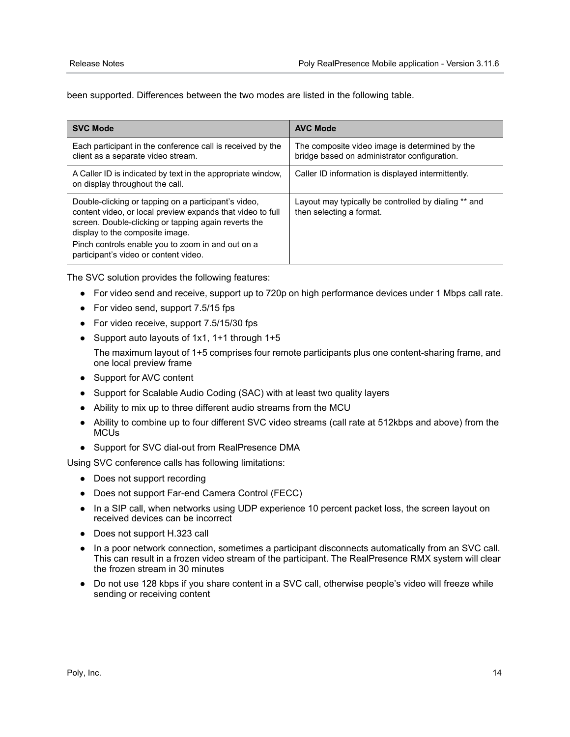been supported. Differences between the two modes are listed in the following table.

| SVC Mode | AVC Mode |
| --- | --- |
| Each participant in the conference call is received by the client as a separate video stream. | The composite video image is determined by the bridge based on administrator configuration. |
| A Caller ID is indicated by text in the appropriate window, on display throughout the call. | Caller ID information is displayed intermittently. |
| Double-clicking or tapping on a participant's video, content video, or local preview expands that video to full screen. Double-clicking or tapping again reverts the display to the composite image.<br>Pinch controls enable you to zoom in and out on a participant's video or content video. | Layout may typically be controlled by dialing ** and then selecting a format. |

The SVC solution provides the following features:

- For video send and receive, support up to 720p on high performance devices under 1 Mbps call rate.
- For video send, support 7.5/15 fps
- For video receive, support 7.5/15/30 fps
- Support auto layouts of 1x1, 1+1 through 1+5

  The maximum layout of 1+5 comprises four remote participants plus one content-sharing frame, and one local preview frame
- Support for AVC content
- Support for Scalable Audio Coding (SAC) with at least two quality layers
- Ability to mix up to three different audio streams from the MCU
- Ability to combine up to four different SVC video streams (call rate at 512kbps and above) from the MCUs
- Support for SVC dial-out from RealPresence DMA

Using SVC conference calls has following limitations:

- Does not support recording
- Does not support Far-end Camera Control (FECC)
- In a SIP call, when networks using UDP experience 10 percent packet loss, the screen layout on received devices can be incorrect
- Does not support H.323 call
- In a poor network connection, sometimes a participant disconnects automatically from an SVC call. This can result in a frozen video stream of the participant. The RealPresence RMX system will clear the frozen stream in 30 minutes
- Do not use 128 kbps if you share content in a SVC call, otherwise people's video will freeze while sending or receiving content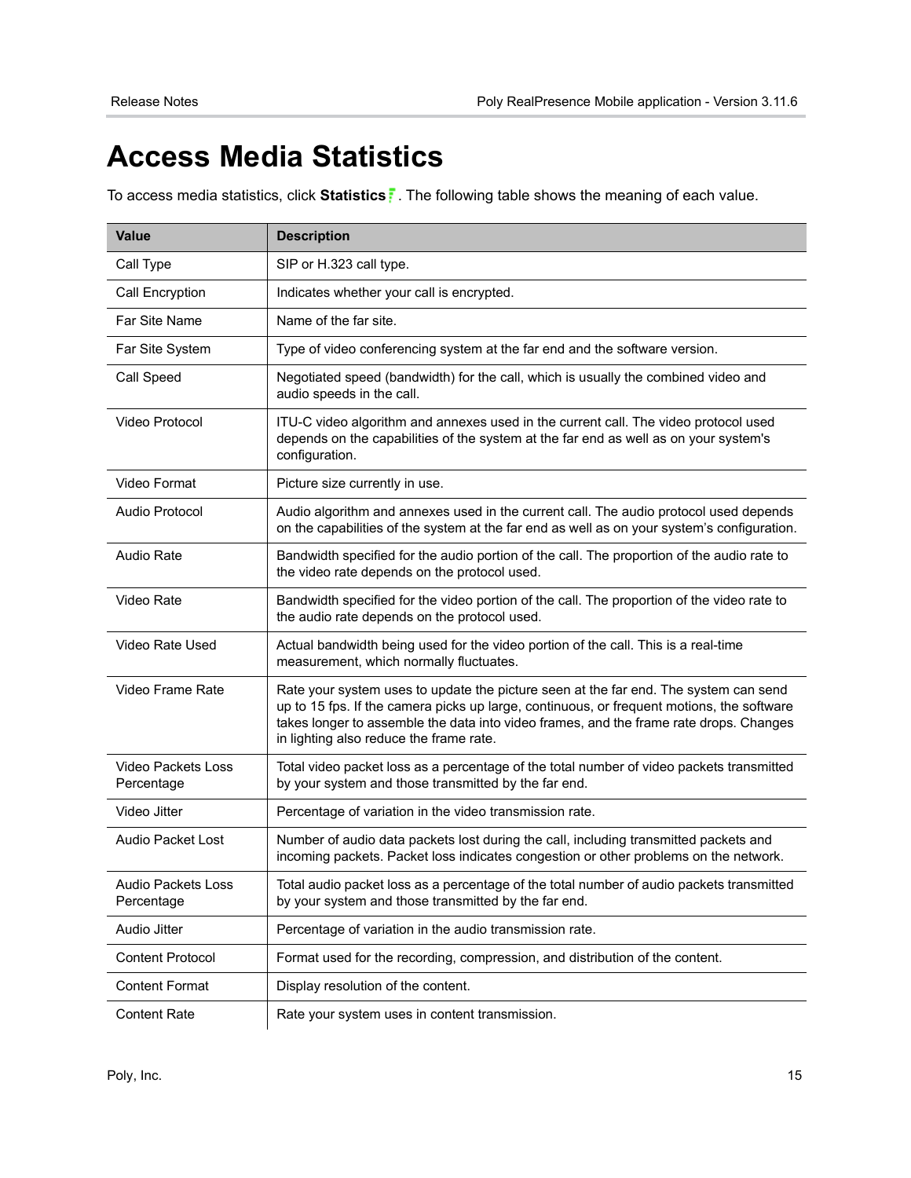# Access Media Statistics

To access media statistics, click **Statistics**. The following table shows the meaning of each value.

| Value | Description |
|---|---|
| Call Type | SIP or H.323 call type. |
| Call Encryption | Indicates whether your call is encrypted. |
| Far Site Name | Name of the far site. |
| Far Site System | Type of video conferencing system at the far end and the software version. |
| Call Speed | Negotiated speed (bandwidth) for the call, which is usually the combined video and audio speeds in the call. |
| Video Protocol | ITU-C video algorithm and annexes used in the current call. The video protocol used depends on the capabilities of the system at the far end as well as on your system's configuration. |
| Video Format | Picture size currently in use. |
| Audio Protocol | Audio algorithm and annexes used in the current call. The audio protocol used depends on the capabilities of the system at the far end as well as on your system's configuration. |
| Audio Rate | Bandwidth specified for the audio portion of the call. The proportion of the audio rate to the video rate depends on the protocol used. |
| Video Rate | Bandwidth specified for the video portion of the call. The proportion of the video rate to the audio rate depends on the protocol used. |
| Video Rate Used | Actual bandwidth being used for the video portion of the call. This is a real-time measurement, which normally fluctuates. |
| Video Frame Rate | Rate your system uses to update the picture seen at the far end. The system can send up to 15 fps. If the camera picks up large, continuous, or frequent motions, the software takes longer to assemble the data into video frames, and the frame rate drops. Changes in lighting also reduce the frame rate. |
| Video Packets Loss Percentage | Total video packet loss as a percentage of the total number of video packets transmitted by your system and those transmitted by the far end. |
| Video Jitter | Percentage of variation in the video transmission rate. |
| Audio Packet Lost | Number of audio data packets lost during the call, including transmitted packets and incoming packets. Packet loss indicates congestion or other problems on the network. |
| Audio Packets Loss Percentage | Total audio packet loss as a percentage of the total number of audio packets transmitted by your system and those transmitted by the far end. |
| Audio Jitter | Percentage of variation in the audio transmission rate. |
| Content Protocol | Format used for the recording, compression, and distribution of the content. |
| Content Format | Display resolution of the content. |
| Content Rate | Rate your system uses in content transmission. |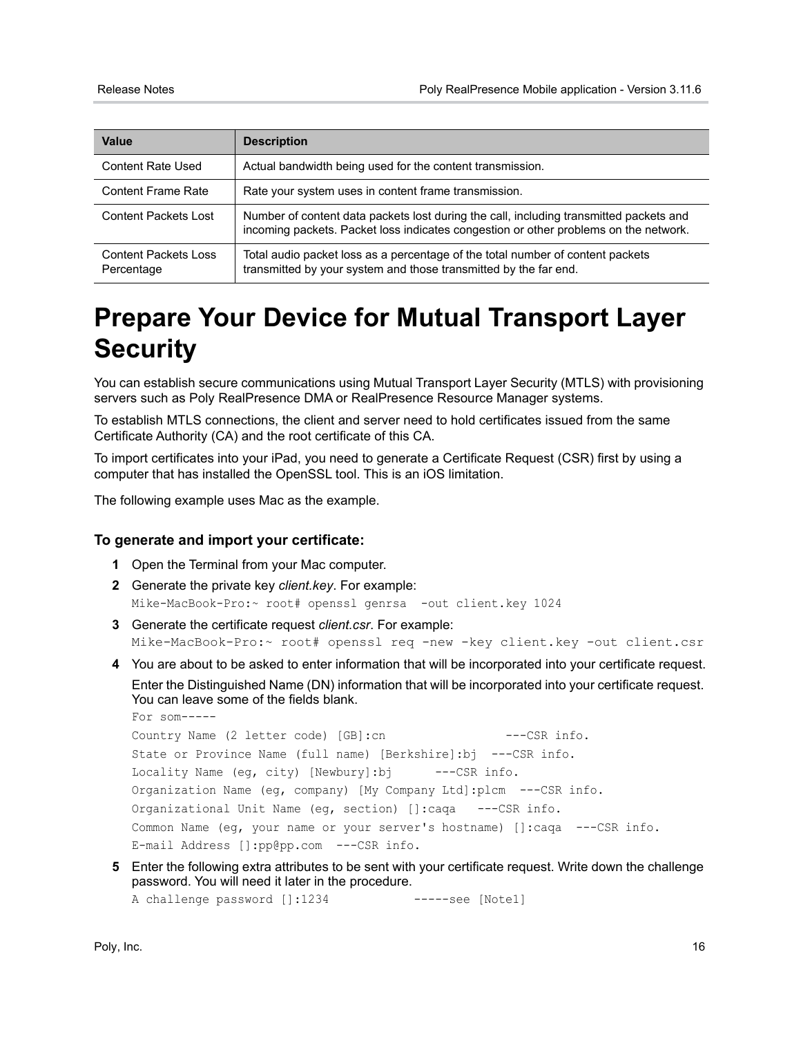| Value | Description |
|---|---|
| Content Rate Used | Actual bandwidth being used for the content transmission. |
| Content Frame Rate | Rate your system uses in content frame transmission. |
| Content Packets Lost | Number of content data packets lost during the call, including transmitted packets and incoming packets. Packet loss indicates congestion or other problems on the network. |
| Content Packets Loss Percentage | Total audio packet loss as a percentage of the total number of content packets transmitted by your system and those transmitted by the far end. |

# Prepare Your Device for Mutual Transport Layer Security

You can establish secure communications using Mutual Transport Layer Security (MTLS) with provisioning servers such as Poly RealPresence DMA or RealPresence Resource Manager systems.

To establish MTLS connections, the client and server need to hold certificates issued from the same Certificate Authority (CA) and the root certificate of this CA.

To import certificates into your iPad, you need to generate a Certificate Request (CSR) first by using a computer that has installed the OpenSSL tool. This is an iOS limitation.

The following example uses Mac as the example.

### To generate and import your certificate:

1 Open the Terminal from your Mac computer.

2 Generate the private key *client.key*. For example:

```
Mike-MacBook-Pro:~ root# openssl genrsa  -out client.key 1024
```

3 Generate the certificate request *client.csr*. For example:

```
Mike-MacBook-Pro:~ root# openssl req -new -key client.key -out client.csr
```

4 You are about to be asked to enter information that will be incorporated into your certificate request.

Enter the Distinguished Name (DN) information that will be incorporated into your certificate request. You can leave some of the fields blank.

```
For som-----
Country Name (2 letter code) [GB]:cn                  ---CSR info.
State or Province Name (full name) [Berkshire]:bj  ---CSR info.
Locality Name (eg, city) [Newbury]:bj      ---CSR info.
Organization Name (eg, company) [My Company Ltd]:plcm  ---CSR info.
Organizational Unit Name (eg, section) []:caqa   ---CSR info.
Common Name (eg, your name or your server's hostname) []:caqa  ---CSR info.
E-mail Address []:pp@pp.com  ---CSR info.
```

5 Enter the following extra attributes to be sent with your certificate request. Write down the challenge password. You will need it later in the procedure.

```
A challenge password []:1234            -----see [Note1]
```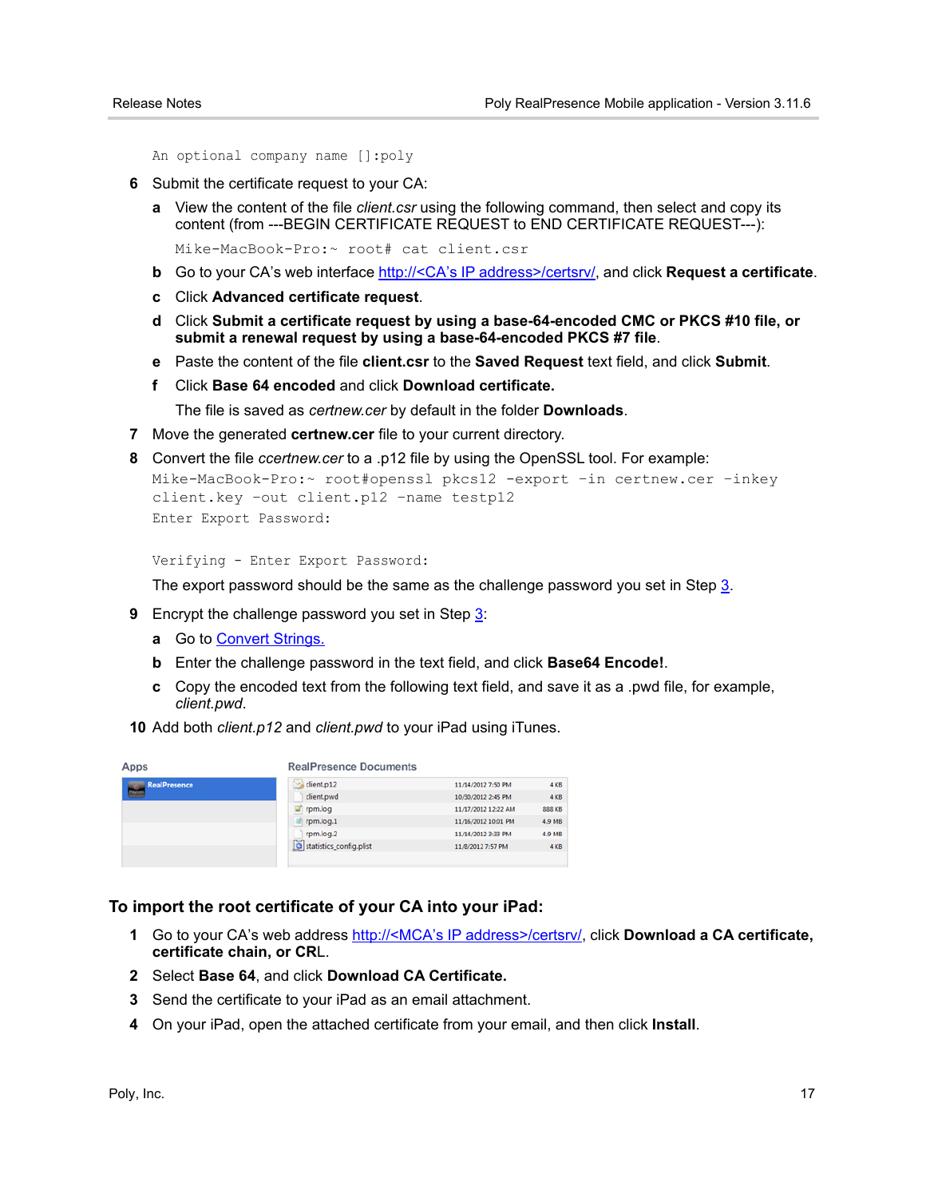```
An optional company name []:poly
```

6 Submit the certificate request to your CA:

   a View the content of the file *client.csr* using the following command, then select and copy its content (from ---BEGIN CERTIFICATE REQUEST to END CERTIFICATE REQUEST---):

   ```
   Mike-MacBook-Pro:~ root# cat client.csr
   ```

   b Go to your CA's web interface http://<CA's IP address>/certsrv/, and click **Request a certificate**.

   c Click **Advanced certificate request**.

   d Click **Submit a certificate request by using a base-64-encoded CMC or PKCS #10 file, or submit a renewal request by using a base-64-encoded PKCS #7 file**.

   e Paste the content of the file **client.csr** to the **Saved Request** text field, and click **Submit**.

   f Click **Base 64 encoded** and click **Download certificate.**

   The file is saved as *certnew.cer* by default in the folder **Downloads**.

7 Move the generated **certnew.cer** file to your current directory.

8 Convert the file *ccertnew.cer* to a .p12 file by using the OpenSSL tool. For example:

```
Mike-MacBook-Pro:~ root#openssl pkcs12 -export -in certnew.cer -inkey
client.key -out client.p12 -name testp12
Enter Export Password:

Verifying - Enter Export Password:
```

The export password should be the same as the challenge password you set in Step 3.

9 Encrypt the challenge password you set in Step 3:

   a Go to Convert Strings.

   b Enter the challenge password in the text field, and click **Base64 Encode!**.

   c Copy the encoded text from the following text field, and save it as a .pwd file, for example, *client.pwd*.

10 Add both *client.p12* and *client.pwd* to your iPad using iTunes.

| Apps | RealPresence Documents | | |
|---|---|---|---|
| RealPresence | client.p12 | 11/14/2012 7:50 PM | 4 KB |
| | client.pwd | 10/30/2012 2:45 PM | 4 KB |
| | rpm.log | 11/17/2012 12:22 AM | 888 KB |
| | rpm.log.1 | 11/16/2012 10:01 PM | 4.9 MB |
| | rpm.log.2 | 11/14/2012 3:33 PM | 4.9 MB |
| | statistics_config.plist | 11/8/2012 7:57 PM | 4 KB |

### To import the root certificate of your CA into your iPad:

1 Go to your CA's web address http://<MCA's IP address>/certsrv/, click **Download a CA certificate, certificate chain, or CR**L.

2 Select **Base 64**, and click **Download CA Certificate.**

3 Send the certificate to your iPad as an email attachment.

4 On your iPad, open the attached certificate from your email, and then click **Install**.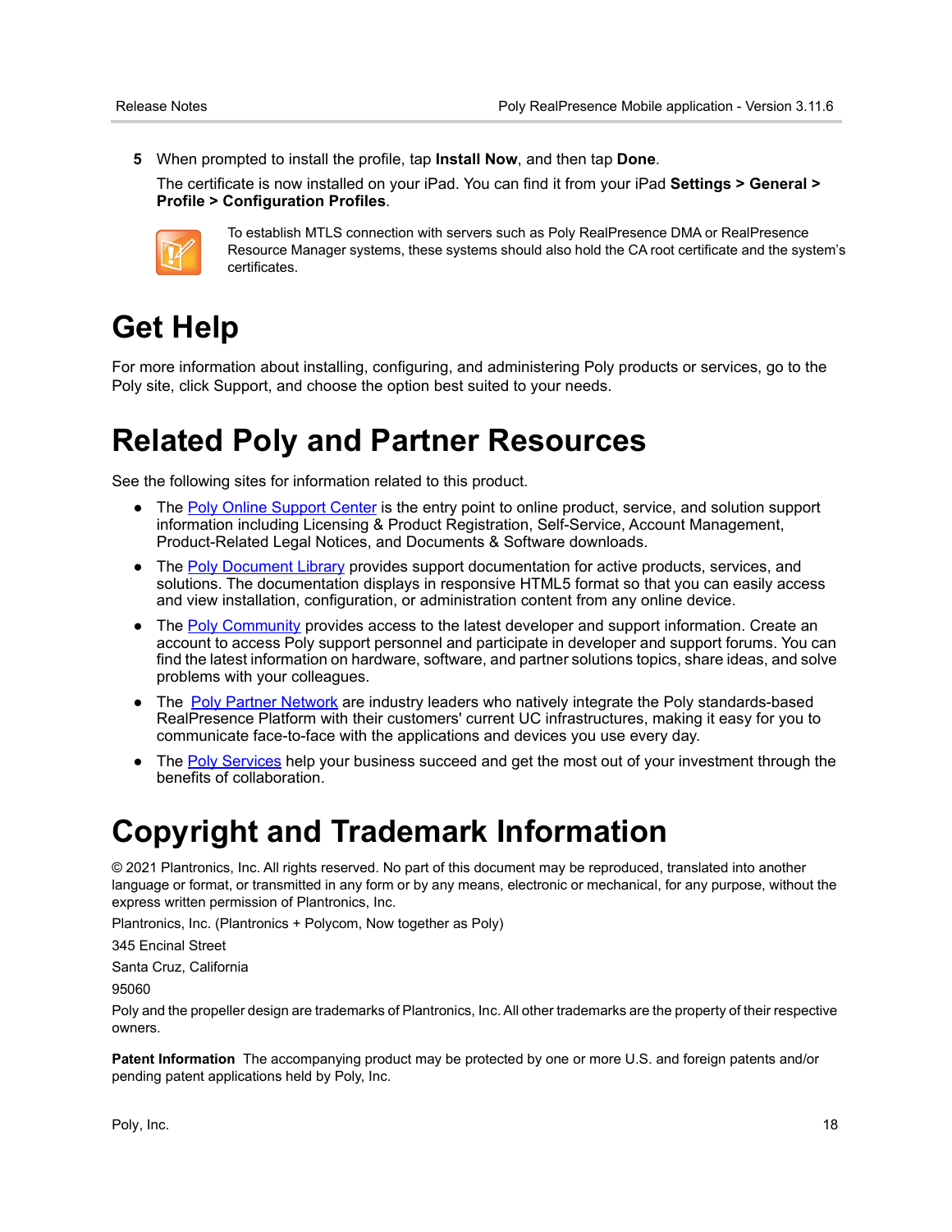5 When prompted to install the profile, tap **Install Now**, and then tap **Done**.

The certificate is now installed on your iPad. You can find it from your iPad **Settings > General > Profile > Configuration Profiles**.

To establish MTLS connection with servers such as Poly RealPresence DMA or RealPresence Resource Manager systems, these systems should also hold the CA root certificate and the system's certificates.

# Get Help

For more information about installing, configuring, and administering Poly products or services, go to the Poly site, click Support, and choose the option best suited to your needs.

# Related Poly and Partner Resources

See the following sites for information related to this product.

- The Poly Online Support Center is the entry point to online product, service, and solution support information including Licensing & Product Registration, Self-Service, Account Management, Product-Related Legal Notices, and Documents & Software downloads.
- The Poly Document Library provides support documentation for active products, services, and solutions. The documentation displays in responsive HTML5 format so that you can easily access and view installation, configuration, or administration content from any online device.
- The Poly Community provides access to the latest developer and support information. Create an account to access Poly support personnel and participate in developer and support forums. You can find the latest information on hardware, software, and partner solutions topics, share ideas, and solve problems with your colleagues.
- The Poly Partner Network are industry leaders who natively integrate the Poly standards-based RealPresence Platform with their customers' current UC infrastructures, making it easy for you to communicate face-to-face with the applications and devices you use every day.
- The Poly Services help your business succeed and get the most out of your investment through the benefits of collaboration.

# Copyright and Trademark Information

© 2021 Plantronics, Inc. All rights reserved. No part of this document may be reproduced, translated into another language or format, or transmitted in any form or by any means, electronic or mechanical, for any purpose, without the express written permission of Plantronics, Inc.

Plantronics, Inc. (Plantronics + Polycom, Now together as Poly)

345 Encinal Street

Santa Cruz, California

95060

Poly and the propeller design are trademarks of Plantronics, Inc. All other trademarks are the property of their respective owners.

**Patent Information** The accompanying product may be protected by one or more U.S. and foreign patents and/or pending patent applications held by Poly, Inc.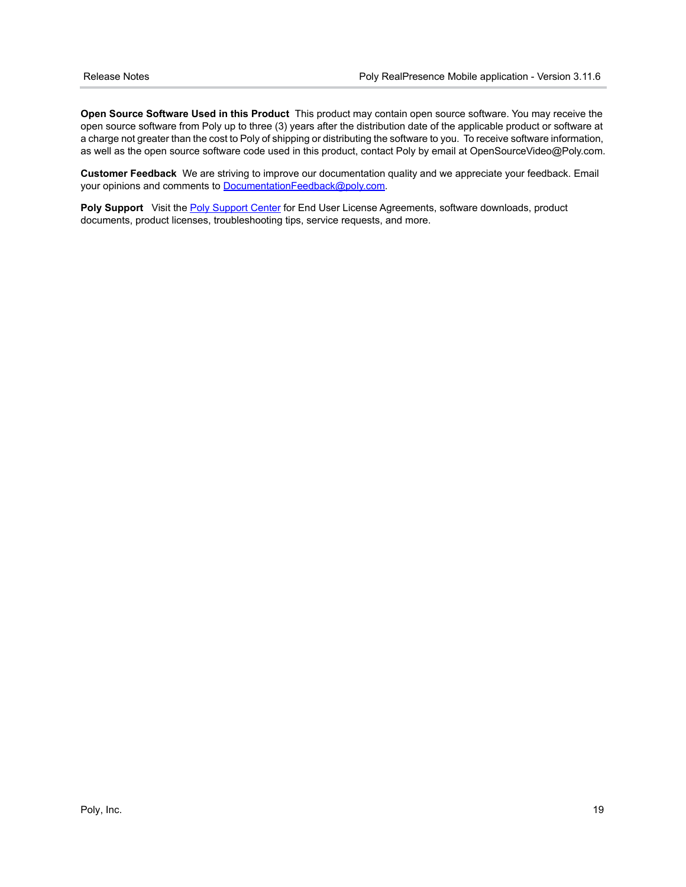**Open Source Software Used in this Product** This product may contain open source software. You may receive the open source software from Poly up to three (3) years after the distribution date of the applicable product or software at a charge not greater than the cost to Poly of shipping or distributing the software to you. To receive software information, as well as the open source software code used in this product, contact Poly by email at OpenSourceVideo@Poly.com.

**Customer Feedback** We are striving to improve our documentation quality and we appreciate your feedback. Email your opinions and comments to DocumentationFeedback@poly.com.

**Poly Support** Visit the Poly Support Center for End User License Agreements, software downloads, product documents, product licenses, troubleshooting tips, service requests, and more.